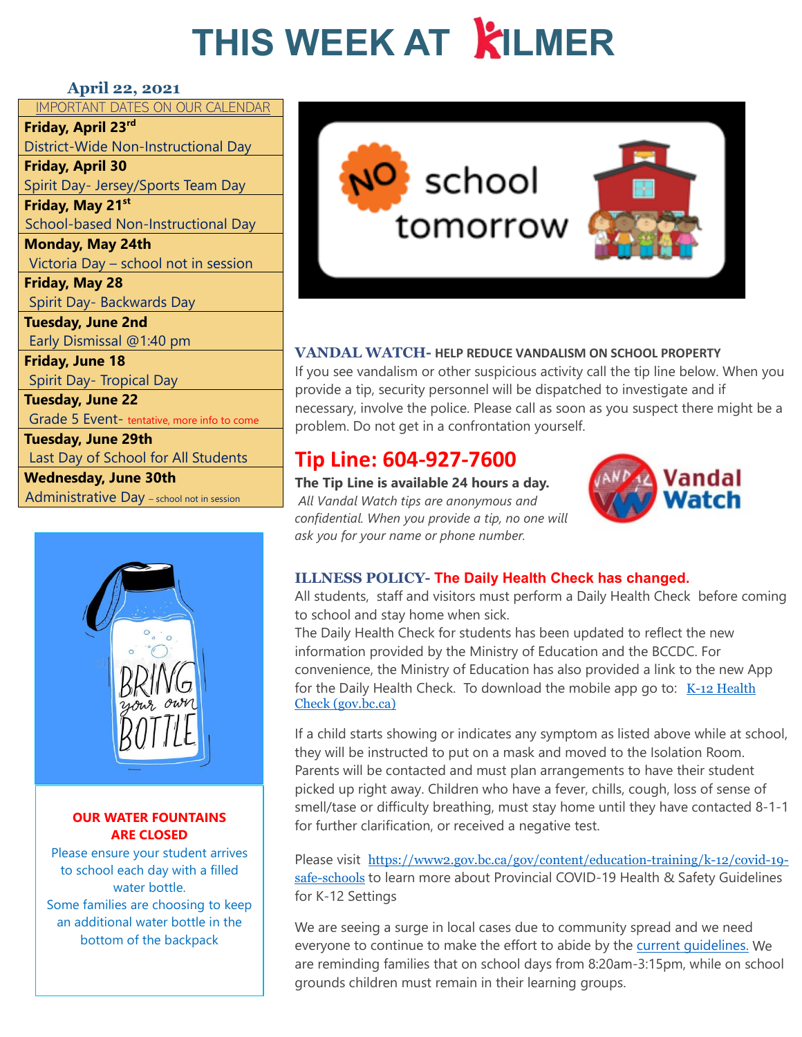# THIS WEEK AT KILMER

**April 22, 2021**

| IMPORTANT DATES ON OUR CALENDAR |
|---|
| **Friday, April 23rd** District-Wide Non-Instructional Day |
| **Friday, April 30** Spirit Day- Jersey/Sports Team Day |
| **Friday, May 21st** School-based Non-Instructional Day |
| **Monday, May 24th** Victoria Day – school not in session |
| **Friday, May 28** Spirit Day- Backwards Day |
| **Tuesday, June 2nd** Early Dismissal @1:40 pm |
| **Friday, June 18** Spirit Day- Tropical Day |
| **Tuesday, June 22** Grade 5 Event- tentative, more info to come |
| **Tuesday, June 29th** Last Day of School for All Students |
| **Wednesday, June 30th** Administrative Day – school not in session |

NO school tomorrow

BRING your own BOTTLE

**OUR WATER FOUNTAINS ARE CLOSED**

Please ensure your student arrives to school each day with a filled water bottle.
Some families are choosing to keep an additional water bottle in the bottom of the backpack

## VANDAL WATCH- HELP REDUCE VANDALISM ON SCHOOL PROPERTY

If you see vandalism or other suspicious activity call the tip line below. When you provide a tip, security personnel will be dispatched to investigate and if necessary, involve the police. Please call as soon as you suspect there might be a problem. Do not get in a confrontation yourself.

## Tip Line: 604-927-7600

**The Tip Line is available 24 hours a day.**
*All Vandal Watch tips are anonymous and confidential. When you provide a tip, no one will ask you for your name or phone number.*

Vandal Watch

## ILLNESS POLICY- The Daily Health Check has changed.

All students, staff and visitors must perform a Daily Health Check before coming to school and stay home when sick.
The Daily Health Check for students has been updated to reflect the new information provided by the Ministry of Education and the BCCDC. For convenience, the Ministry of Education has also provided a link to the new App for the Daily Health Check. To download the mobile app go to: [K-12 Health Check (gov.bc.ca)](K-12 Health Check (gov.bc.ca))

If a child starts showing or indicates any symptom as listed above while at school, they will be instructed to put on a mask and moved to the Isolation Room. Parents will be contacted and must plan arrangements to have their student picked up right away. Children who have a fever, chills, cough, loss of sense of smell/tase or difficulty breathing, must stay home until they have contacted 8-1-1 for further clarification, or received a negative test.

Please visit https://www2.gov.bc.ca/gov/content/education-training/k-12/covid-19-safe-schools to learn more about Provincial COVID-19 Health & Safety Guidelines for K-12 Settings

We are seeing a surge in local cases due to community spread and we need everyone to continue to make the effort to abide by the current guidelines. We are reminding families that on school days from 8:20am-3:15pm, while on school grounds children must remain in their learning groups.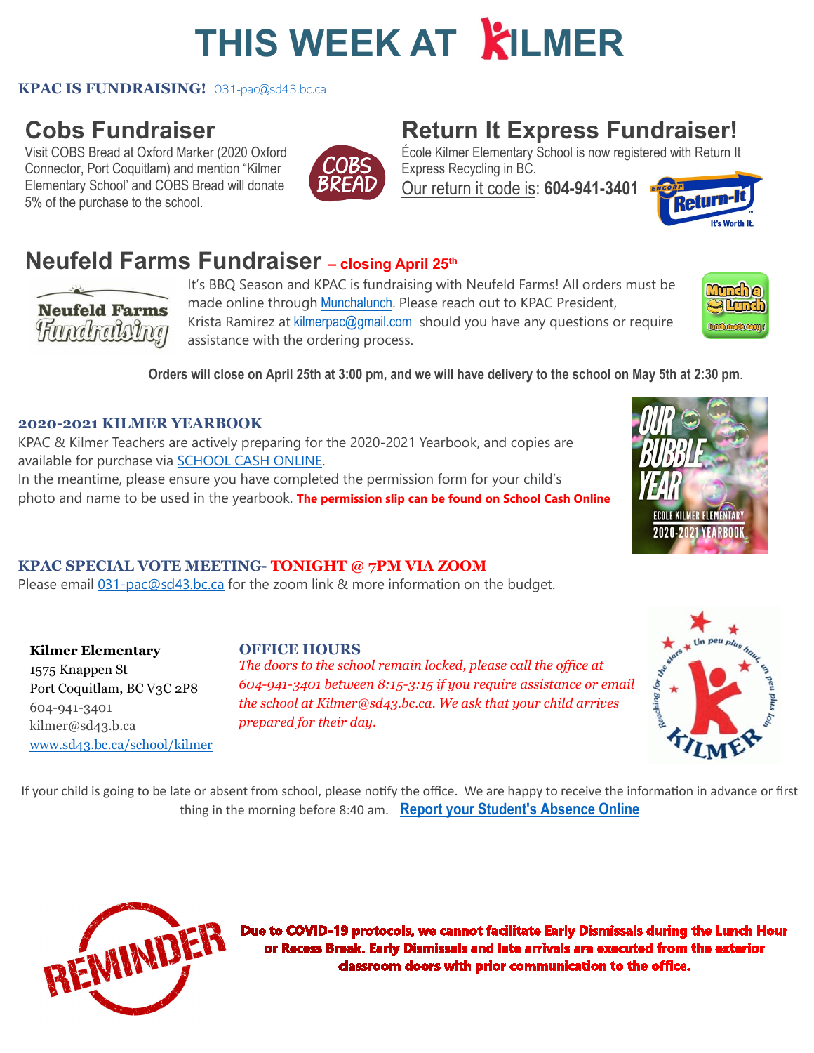# THIS WEEK AT KILMER

**KPAC IS FUNDRAISING!** 031-pac@sd43.bc.ca

## Cobs Fundraiser

Visit COBS Bread at Oxford Marker (2020 Oxford Connector, Port Coquitlam) and mention "Kilmer Elementary School' and COBS Bread will donate 5% of the purchase to the school.

## Return It Express Fundraiser!

École Kilmer Elementary School is now registered with Return It Express Recycling in BC.

Our return it code is: **604-941-3401**

## Neufeld Farms Fundraiser – closing April 25th

It's BBQ Season and KPAC is fundraising with Neufeld Farms! All orders must be made online through Munchalunch. Please reach out to KPAC President, Krista Ramirez at kilmerpac@gmail.com should you have any questions or require assistance with the ordering process.

**Orders will close on April 25th at 3:00 pm, and we will have delivery to the school on May 5th at 2:30 pm.**

### 2020-2021 KILMER YEARBOOK

KPAC & Kilmer Teachers are actively preparing for the 2020-2021 Yearbook, and copies are available for purchase via SCHOOL CASH ONLINE.

In the meantime, please ensure you have completed the permission form for your child's photo and name to be used in the yearbook. **The permission slip can be found on School Cash Online**

### KPAC SPECIAL VOTE MEETING- TONIGHT @ 7PM VIA ZOOM

Please email 031-pac@sd43.bc.ca for the zoom link & more information on the budget.

**Kilmer Elementary**
1575 Knappen St
Port Coquitlam, BC V3C 2P8
604-941-3401
kilmer@sd43.b.ca
www.sd43.bc.ca/school/kilmer

### OFFICE HOURS

*The doors to the school remain locked, please call the office at 604-941-3401 between 8:15-3:15 if you require assistance or email the school at Kilmer@sd43.bc.ca. We ask that your child arrives prepared for their day.*

If your child is going to be late or absent from school, please notify the office. We are happy to receive the information in advance or first thing in the morning before 8:40 am. **Report your Student's Absence Online**

**REMINDER**

**Due to COVID-19 protocols, we cannot facilitate Early Dismissals during the Lunch Hour or Recess Break. Early Dismissals and late arrivals are executed from the exterior classroom doors with prior communication to the office.**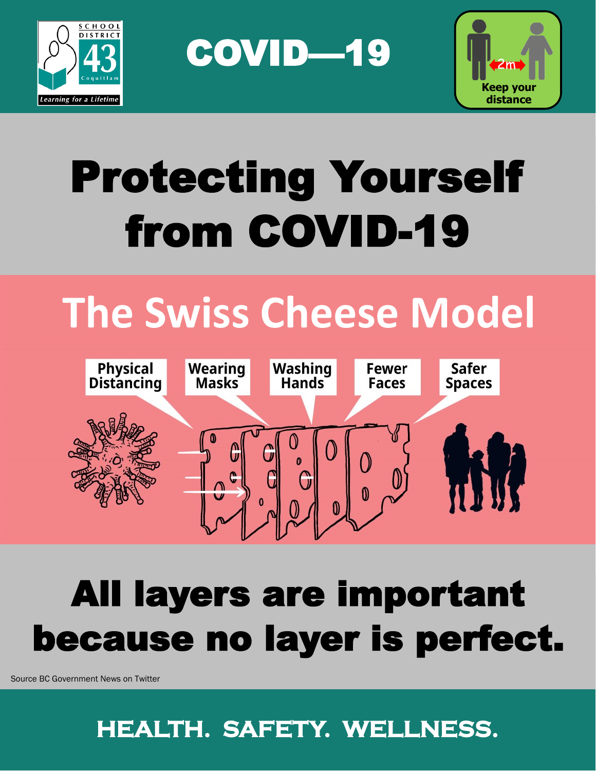SCHOOL DISTRICT 43 Coquitlam

*Learning for a Lifetime*

# COVID—19

2m

Keep your distance

# Protecting Yourself from COVID-19

## The Swiss Cheese Model

Physical Distancing

Wearing Masks

Washing Hands

Fewer Faces

Safer Spaces

# All layers are important because no layer is perfect.

Source BC Government News on Twitter

**HEALTH. SAFETY. WELLNESS.**